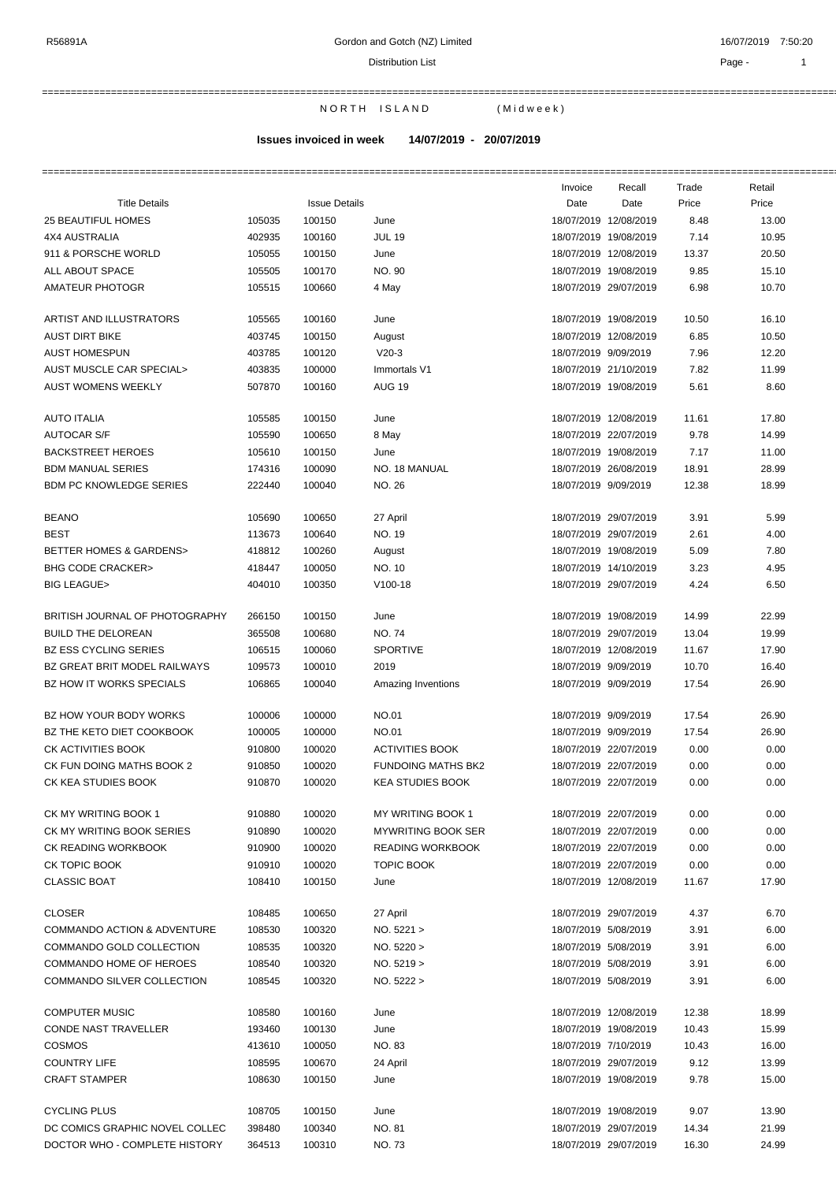R56891A Gordon and Gotch (NZ) Limited 16/07/2019 7:50:20

Distribution List

N O R T H I S L A N D ( M i d w e e k )

**Issues invoiced in week 14/07/2019 - 20/07/2019**

| Title Details | | Issue Details | | Invoice Date | Recall Date | Trade Price | Retail Price |
|---|---|---|---|---|---|---|---|
| 25 BEAUTIFUL HOMES | 105035 | 100150 | June | 18/07/2019 | 12/08/2019 | 8.48 | 13.00 |
| 4X4 AUSTRALIA | 402935 | 100160 | JUL 19 | 18/07/2019 | 19/08/2019 | 7.14 | 10.95 |
| 911 & PORSCHE WORLD | 105055 | 100150 | June | 18/07/2019 | 12/08/2019 | 13.37 | 20.50 |
| ALL ABOUT SPACE | 105505 | 100170 | NO. 90 | 18/07/2019 | 19/08/2019 | 9.85 | 15.10 |
| AMATEUR PHOTOGR | 105515 | 100660 | 4 May | 18/07/2019 | 29/07/2019 | 6.98 | 10.70 |
| ARTIST AND ILLUSTRATORS | 105565 | 100160 | June | 18/07/2019 | 19/08/2019 | 10.50 | 16.10 |
| AUST DIRT BIKE | 403745 | 100150 | August | 18/07/2019 | 12/08/2019 | 6.85 | 10.50 |
| AUST HOMESPUN | 403785 | 100120 | V20-3 | 18/07/2019 | 9/09/2019 | 7.96 | 12.20 |
| AUST MUSCLE CAR SPECIAL> | 403835 | 100000 | Immortals V1 | 18/07/2019 | 21/10/2019 | 7.82 | 11.99 |
| AUST WOMENS WEEKLY | 507870 | 100160 | AUG 19 | 18/07/2019 | 19/08/2019 | 5.61 | 8.60 |
| AUTO ITALIA | 105585 | 100150 | June | 18/07/2019 | 12/08/2019 | 11.61 | 17.80 |
| AUTOCAR S/F | 105590 | 100650 | 8 May | 18/07/2019 | 22/07/2019 | 9.78 | 14.99 |
| BACKSTREET HEROES | 105610 | 100150 | June | 18/07/2019 | 19/08/2019 | 7.17 | 11.00 |
| BDM MANUAL SERIES | 174316 | 100090 | NO. 18 MANUAL | 18/07/2019 | 26/08/2019 | 18.91 | 28.99 |
| BDM PC KNOWLEDGE SERIES | 222440 | 100040 | NO. 26 | 18/07/2019 | 9/09/2019 | 12.38 | 18.99 |
| BEANO | 105690 | 100650 | 27 April | 18/07/2019 | 29/07/2019 | 3.91 | 5.99 |
| BEST | 113673 | 100640 | NO. 19 | 18/07/2019 | 29/07/2019 | 2.61 | 4.00 |
| BETTER HOMES & GARDENS> | 418812 | 100260 | August | 18/07/2019 | 19/08/2019 | 5.09 | 7.80 |
| BHG CODE CRACKER> | 418447 | 100050 | NO. 10 | 18/07/2019 | 14/10/2019 | 3.23 | 4.95 |
| BIG LEAGUE> | 404010 | 100350 | V100-18 | 18/07/2019 | 29/07/2019 | 4.24 | 6.50 |
| BRITISH JOURNAL OF PHOTOGRAPHY | 266150 | 100150 | June | 18/07/2019 | 19/08/2019 | 14.99 | 22.99 |
| BUILD THE DELOREAN | 365508 | 100680 | NO. 74 | 18/07/2019 | 29/07/2019 | 13.04 | 19.99 |
| BZ ESS CYCLING SERIES | 106515 | 100060 | SPORTIVE | 18/07/2019 | 12/08/2019 | 11.67 | 17.90 |
| BZ GREAT BRIT MODEL RAILWAYS | 109573 | 100010 | 2019 | 18/07/2019 | 9/09/2019 | 10.70 | 16.40 |
| BZ HOW IT WORKS SPECIALS | 106865 | 100040 | Amazing Inventions | 18/07/2019 | 9/09/2019 | 17.54 | 26.90 |
| BZ HOW YOUR BODY WORKS | 100006 | 100000 | NO.01 | 18/07/2019 | 9/09/2019 | 17.54 | 26.90 |
| BZ THE KETO DIET COOKBOOK | 100005 | 100000 | NO.01 | 18/07/2019 | 9/09/2019 | 17.54 | 26.90 |
| CK ACTIVITIES BOOK | 910800 | 100020 | ACTIVITIES BOOK | 18/07/2019 | 22/07/2019 | 0.00 | 0.00 |
| CK FUN DOING MATHS BOOK 2 | 910850 | 100020 | FUNDOING MATHS BK2 | 18/07/2019 | 22/07/2019 | 0.00 | 0.00 |
| CK KEA STUDIES BOOK | 910870 | 100020 | KEA STUDIES BOOK | 18/07/2019 | 22/07/2019 | 0.00 | 0.00 |
| CK MY WRITING BOOK 1 | 910880 | 100020 | MY WRITING BOOK 1 | 18/07/2019 | 22/07/2019 | 0.00 | 0.00 |
| CK MY WRITING BOOK SERIES | 910890 | 100020 | MYWRITING BOOK SER | 18/07/2019 | 22/07/2019 | 0.00 | 0.00 |
| CK READING WORKBOOK | 910900 | 100020 | READING WORKBOOK | 18/07/2019 | 22/07/2019 | 0.00 | 0.00 |
| CK TOPIC BOOK | 910910 | 100020 | TOPIC BOOK | 18/07/2019 | 22/07/2019 | 0.00 | 0.00 |
| CLASSIC BOAT | 108410 | 100150 | June | 18/07/2019 | 12/08/2019 | 11.67 | 17.90 |
| CLOSER | 108485 | 100650 | 27 April | 18/07/2019 | 29/07/2019 | 4.37 | 6.70 |
| COMMANDO ACTION & ADVENTURE | 108530 | 100320 | NO. 5221 > | 18/07/2019 | 5/08/2019 | 3.91 | 6.00 |
| COMMANDO GOLD COLLECTION | 108535 | 100320 | NO. 5220 > | 18/07/2019 | 5/08/2019 | 3.91 | 6.00 |
| COMMANDO HOME OF HEROES | 108540 | 100320 | NO. 5219 > | 18/07/2019 | 5/08/2019 | 3.91 | 6.00 |
| COMMANDO SILVER COLLECTION | 108545 | 100320 | NO. 5222 > | 18/07/2019 | 5/08/2019 | 3.91 | 6.00 |
| COMPUTER MUSIC | 108580 | 100160 | June | 18/07/2019 | 12/08/2019 | 12.38 | 18.99 |
| CONDE NAST TRAVELLER | 193460 | 100130 | June | 18/07/2019 | 19/08/2019 | 10.43 | 15.99 |
| COSMOS | 413610 | 100050 | NO. 83 | 18/07/2019 | 7/10/2019 | 10.43 | 16.00 |
| COUNTRY LIFE | 108595 | 100670 | 24 April | 18/07/2019 | 29/07/2019 | 9.12 | 13.99 |
| CRAFT STAMPER | 108630 | 100150 | June | 18/07/2019 | 19/08/2019 | 9.78 | 15.00 |
| CYCLING PLUS | 108705 | 100150 | June | 18/07/2019 | 19/08/2019 | 9.07 | 13.90 |
| DC COMICS GRAPHIC NOVEL COLLEC | 398480 | 100340 | NO. 81 | 18/07/2019 | 29/07/2019 | 14.34 | 21.99 |
| DOCTOR WHO - COMPLETE HISTORY | 364513 | 100310 | NO. 73 | 18/07/2019 | 29/07/2019 | 16.30 | 24.99 |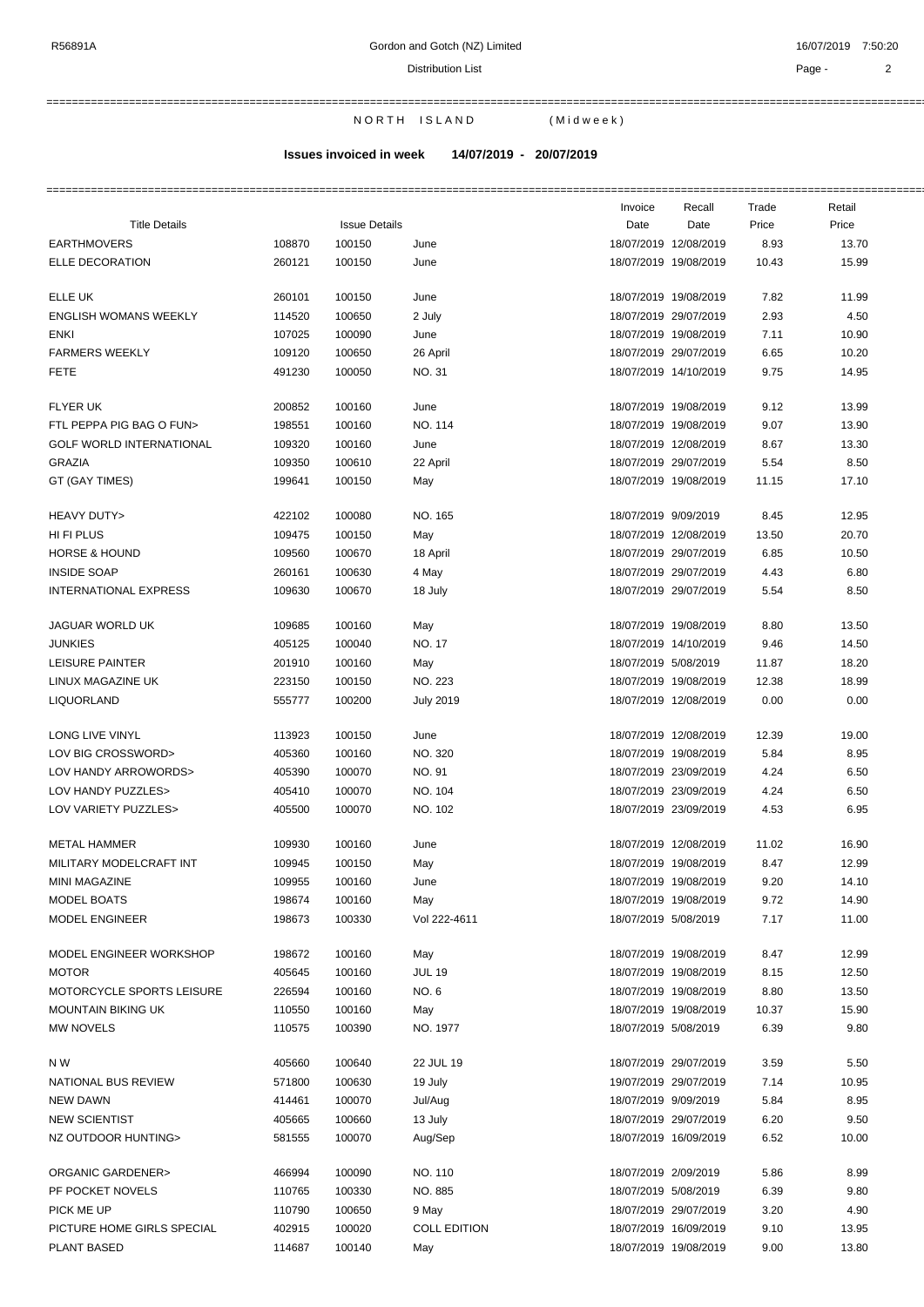NORTH ISLAND (Midweek)

**Issues invoiced in week 14/07/2019 - 20/07/2019**

| Title Details | Issue Details | | | Invoice Date | Recall Date | Trade Price | Retail Price |
|---|---|---|---|---|---|---|---|
| EARTHMOVERS | 108870 | 100150 | June | 18/07/2019 | 12/08/2019 | 8.93 | 13.70 |
| ELLE DECORATION | 260121 | 100150 | June | 18/07/2019 | 19/08/2019 | 10.43 | 15.99 |
| ELLE UK | 260101 | 100150 | June | 18/07/2019 | 19/08/2019 | 7.82 | 11.99 |
| ENGLISH WOMANS WEEKLY | 114520 | 100650 | 2 July | 18/07/2019 | 29/07/2019 | 2.93 | 4.50 |
| ENKI | 107025 | 100090 | June | 18/07/2019 | 19/08/2019 | 7.11 | 10.90 |
| FARMERS WEEKLY | 109120 | 100650 | 26 April | 18/07/2019 | 29/07/2019 | 6.65 | 10.20 |
| FETE | 491230 | 100050 | NO. 31 | 18/07/2019 | 14/10/2019 | 9.75 | 14.95 |
| FLYER UK | 200852 | 100160 | June | 18/07/2019 | 19/08/2019 | 9.12 | 13.99 |
| FTL PEPPA PIG BAG O FUN> | 198551 | 100160 | NO. 114 | 18/07/2019 | 19/08/2019 | 9.07 | 13.90 |
| GOLF WORLD INTERNATIONAL | 109320 | 100160 | June | 18/07/2019 | 12/08/2019 | 8.67 | 13.30 |
| GRAZIA | 109350 | 100610 | 22 April | 18/07/2019 | 29/07/2019 | 5.54 | 8.50 |
| GT (GAY TIMES) | 199641 | 100150 | May | 18/07/2019 | 19/08/2019 | 11.15 | 17.10 |
| HEAVY DUTY> | 422102 | 100080 | NO. 165 | 18/07/2019 | 9/09/2019 | 8.45 | 12.95 |
| HI FI PLUS | 109475 | 100150 | May | 18/07/2019 | 12/08/2019 | 13.50 | 20.70 |
| HORSE & HOUND | 109560 | 100670 | 18 April | 18/07/2019 | 29/07/2019 | 6.85 | 10.50 |
| INSIDE SOAP | 260161 | 100630 | 4 May | 18/07/2019 | 29/07/2019 | 4.43 | 6.80 |
| INTERNATIONAL EXPRESS | 109630 | 100670 | 18 July | 18/07/2019 | 29/07/2019 | 5.54 | 8.50 |
| JAGUAR WORLD UK | 109685 | 100160 | May | 18/07/2019 | 19/08/2019 | 8.80 | 13.50 |
| JUNKIES | 405125 | 100040 | NO. 17 | 18/07/2019 | 14/10/2019 | 9.46 | 14.50 |
| LEISURE PAINTER | 201910 | 100160 | May | 18/07/2019 | 5/08/2019 | 11.87 | 18.20 |
| LINUX MAGAZINE UK | 223150 | 100150 | NO. 223 | 18/07/2019 | 19/08/2019 | 12.38 | 18.99 |
| LIQUORLAND | 555777 | 100200 | July 2019 | 18/07/2019 | 12/08/2019 | 0.00 | 0.00 |
| LONG LIVE VINYL | 113923 | 100150 | June | 18/07/2019 | 12/08/2019 | 12.39 | 19.00 |
| LOV BIG CROSSWORD> | 405360 | 100160 | NO. 320 | 18/07/2019 | 19/08/2019 | 5.84 | 8.95 |
| LOV HANDY ARROWORDS> | 405390 | 100070 | NO. 91 | 18/07/2019 | 23/09/2019 | 4.24 | 6.50 |
| LOV HANDY PUZZLES> | 405410 | 100070 | NO. 104 | 18/07/2019 | 23/09/2019 | 4.24 | 6.50 |
| LOV VARIETY PUZZLES> | 405500 | 100070 | NO. 102 | 18/07/2019 | 23/09/2019 | 4.53 | 6.95 |
| METAL HAMMER | 109930 | 100160 | June | 18/07/2019 | 12/08/2019 | 11.02 | 16.90 |
| MILITARY MODELCRAFT INT | 109945 | 100150 | May | 18/07/2019 | 19/08/2019 | 8.47 | 12.99 |
| MINI MAGAZINE | 109955 | 100160 | June | 18/07/2019 | 19/08/2019 | 9.20 | 14.10 |
| MODEL BOATS | 198674 | 100160 | May | 18/07/2019 | 19/08/2019 | 9.72 | 14.90 |
| MODEL ENGINEER | 198673 | 100330 | Vol 222-4611 | 18/07/2019 | 5/08/2019 | 7.17 | 11.00 |
| MODEL ENGINEER WORKSHOP | 198672 | 100160 | May | 18/07/2019 | 19/08/2019 | 8.47 | 12.99 |
| MOTOR | 405645 | 100160 | JUL 19 | 18/07/2019 | 19/08/2019 | 8.15 | 12.50 |
| MOTORCYCLE SPORTS LEISURE | 226594 | 100160 | NO. 6 | 18/07/2019 | 19/08/2019 | 8.80 | 13.50 |
| MOUNTAIN BIKING UK | 110550 | 100160 | May | 18/07/2019 | 19/08/2019 | 10.37 | 15.90 |
| MW NOVELS | 110575 | 100390 | NO. 1977 | 18/07/2019 | 5/08/2019 | 6.39 | 9.80 |
| N W | 405660 | 100640 | 22 JUL 19 | 18/07/2019 | 29/07/2019 | 3.59 | 5.50 |
| NATIONAL BUS REVIEW | 571800 | 100630 | 19 July | 19/07/2019 | 29/07/2019 | 7.14 | 10.95 |
| NEW DAWN | 414461 | 100070 | Jul/Aug | 18/07/2019 | 9/09/2019 | 5.84 | 8.95 |
| NEW SCIENTIST | 405665 | 100660 | 13 July | 18/07/2019 | 29/07/2019 | 6.20 | 9.50 |
| NZ OUTDOOR HUNTING> | 581555 | 100070 | Aug/Sep | 18/07/2019 | 16/09/2019 | 6.52 | 10.00 |
| ORGANIC GARDENER> | 466994 | 100090 | NO. 110 | 18/07/2019 | 2/09/2019 | 5.86 | 8.99 |
| PF POCKET NOVELS | 110765 | 100330 | NO. 885 | 18/07/2019 | 5/08/2019 | 6.39 | 9.80 |
| PICK ME UP | 110790 | 100650 | 9 May | 18/07/2019 | 29/07/2019 | 3.20 | 4.90 |
| PICTURE HOME GIRLS SPECIAL | 402915 | 100020 | COLL EDITION | 18/07/2019 | 16/09/2019 | 9.10 | 13.95 |
| PLANT BASED | 114687 | 100140 | May | 18/07/2019 | 19/08/2019 | 9.00 | 13.80 |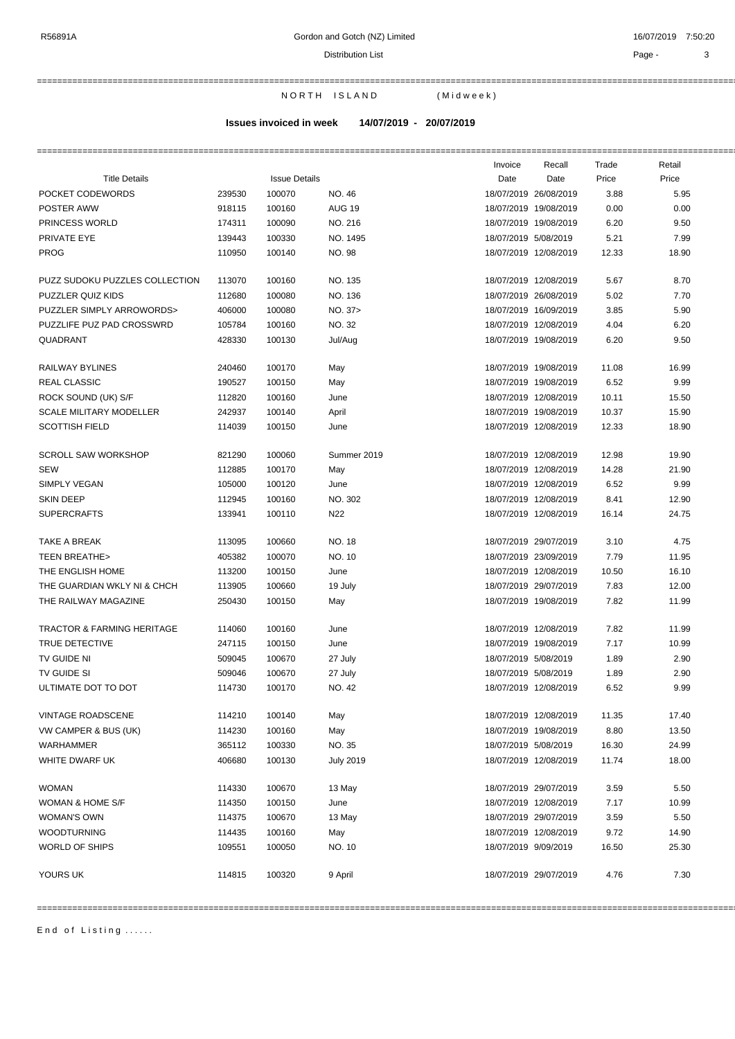NORTH ISLAND (Midweek)

**Issues invoiced in week 14/07/2019 - 20/07/2019**

| Title Details | Issue Details | | | Invoice Date | Recall Date | Trade Price | Retail Price |
|---|---|---|---|---|---|---|---|
| POCKET CODEWORDS | 239530 | 100070 | NO. 46 | 18/07/2019 | 26/08/2019 | 3.88 | 5.95 |
| POSTER AWW | 918115 | 100160 | AUG 19 | 18/07/2019 | 19/08/2019 | 0.00 | 0.00 |
| PRINCESS WORLD | 174311 | 100090 | NO. 216 | 18/07/2019 | 19/08/2019 | 6.20 | 9.50 |
| PRIVATE EYE | 139443 | 100330 | NO. 1495 | 18/07/2019 | 5/08/2019 | 5.21 | 7.99 |
| PROG | 110950 | 100140 | NO. 98 | 18/07/2019 | 12/08/2019 | 12.33 | 18.90 |
| PUZZ SUDOKU PUZZLES COLLECTION | 113070 | 100160 | NO. 135 | 18/07/2019 | 12/08/2019 | 5.67 | 8.70 |
| PUZZLER QUIZ KIDS | 112680 | 100080 | NO. 136 | 18/07/2019 | 26/08/2019 | 5.02 | 7.70 |
| PUZZLER SIMPLY ARROWORDS> | 406000 | 100080 | NO. 37> | 18/07/2019 | 16/09/2019 | 3.85 | 5.90 |
| PUZZLIFE PUZ PAD CROSSWRD | 105784 | 100160 | NO. 32 | 18/07/2019 | 12/08/2019 | 4.04 | 6.20 |
| QUADRANT | 428330 | 100130 | Jul/Aug | 18/07/2019 | 19/08/2019 | 6.20 | 9.50 |
| RAILWAY BYLINES | 240460 | 100170 | May | 18/07/2019 | 19/08/2019 | 11.08 | 16.99 |
| REAL CLASSIC | 190527 | 100150 | May | 18/07/2019 | 19/08/2019 | 6.52 | 9.99 |
| ROCK SOUND (UK) S/F | 112820 | 100160 | June | 18/07/2019 | 12/08/2019 | 10.11 | 15.50 |
| SCALE MILITARY MODELLER | 242937 | 100140 | April | 18/07/2019 | 19/08/2019 | 10.37 | 15.90 |
| SCOTTISH FIELD | 114039 | 100150 | June | 18/07/2019 | 12/08/2019 | 12.33 | 18.90 |
| SCROLL SAW WORKSHOP | 821290 | 100060 | Summer 2019 | 18/07/2019 | 12/08/2019 | 12.98 | 19.90 |
| SEW | 112885 | 100170 | May | 18/07/2019 | 12/08/2019 | 14.28 | 21.90 |
| SIMPLY VEGAN | 105000 | 100120 | June | 18/07/2019 | 12/08/2019 | 6.52 | 9.99 |
| SKIN DEEP | 112945 | 100160 | NO. 302 | 18/07/2019 | 12/08/2019 | 8.41 | 12.90 |
| SUPERCRAFTS | 133941 | 100110 | N22 | 18/07/2019 | 12/08/2019 | 16.14 | 24.75 |
| TAKE A BREAK | 113095 | 100660 | NO. 18 | 18/07/2019 | 29/07/2019 | 3.10 | 4.75 |
| TEEN BREATHE> | 405382 | 100070 | NO. 10 | 18/07/2019 | 23/09/2019 | 7.79 | 11.95 |
| THE ENGLISH HOME | 113200 | 100150 | June | 18/07/2019 | 12/08/2019 | 10.50 | 16.10 |
| THE GUARDIAN WKLY NI & CHCH | 113905 | 100660 | 19 July | 18/07/2019 | 29/07/2019 | 7.83 | 12.00 |
| THE RAILWAY MAGAZINE | 250430 | 100150 | May | 18/07/2019 | 19/08/2019 | 7.82 | 11.99 |
| TRACTOR & FARMING HERITAGE | 114060 | 100160 | June | 18/07/2019 | 12/08/2019 | 7.82 | 11.99 |
| TRUE DETECTIVE | 247115 | 100150 | June | 18/07/2019 | 19/08/2019 | 7.17 | 10.99 |
| TV GUIDE NI | 509045 | 100670 | 27 July | 18/07/2019 | 5/08/2019 | 1.89 | 2.90 |
| TV GUIDE SI | 509046 | 100670 | 27 July | 18/07/2019 | 5/08/2019 | 1.89 | 2.90 |
| ULTIMATE DOT TO DOT | 114730 | 100170 | NO. 42 | 18/07/2019 | 12/08/2019 | 6.52 | 9.99 |
| VINTAGE ROADSCENE | 114210 | 100140 | May | 18/07/2019 | 12/08/2019 | 11.35 | 17.40 |
| VW CAMPER & BUS (UK) | 114230 | 100160 | May | 18/07/2019 | 19/08/2019 | 8.80 | 13.50 |
| WARHAMMER | 365112 | 100330 | NO. 35 | 18/07/2019 | 5/08/2019 | 16.30 | 24.99 |
| WHITE DWARF UK | 406680 | 100130 | July 2019 | 18/07/2019 | 12/08/2019 | 11.74 | 18.00 |
| WOMAN | 114330 | 100670 | 13 May | 18/07/2019 | 29/07/2019 | 3.59 | 5.50 |
| WOMAN & HOME S/F | 114350 | 100150 | June | 18/07/2019 | 12/08/2019 | 7.17 | 10.99 |
| WOMAN'S OWN | 114375 | 100670 | 13 May | 18/07/2019 | 29/07/2019 | 3.59 | 5.50 |
| WOODTURNING | 114435 | 100160 | May | 18/07/2019 | 12/08/2019 | 9.72 | 14.90 |
| WORLD OF SHIPS | 109551 | 100050 | NO. 10 | 18/07/2019 | 9/09/2019 | 16.50 | 25.30 |
| YOURS UK | 114815 | 100320 | 9 April | 18/07/2019 | 29/07/2019 | 4.76 | 7.30 |

End of Listing ......